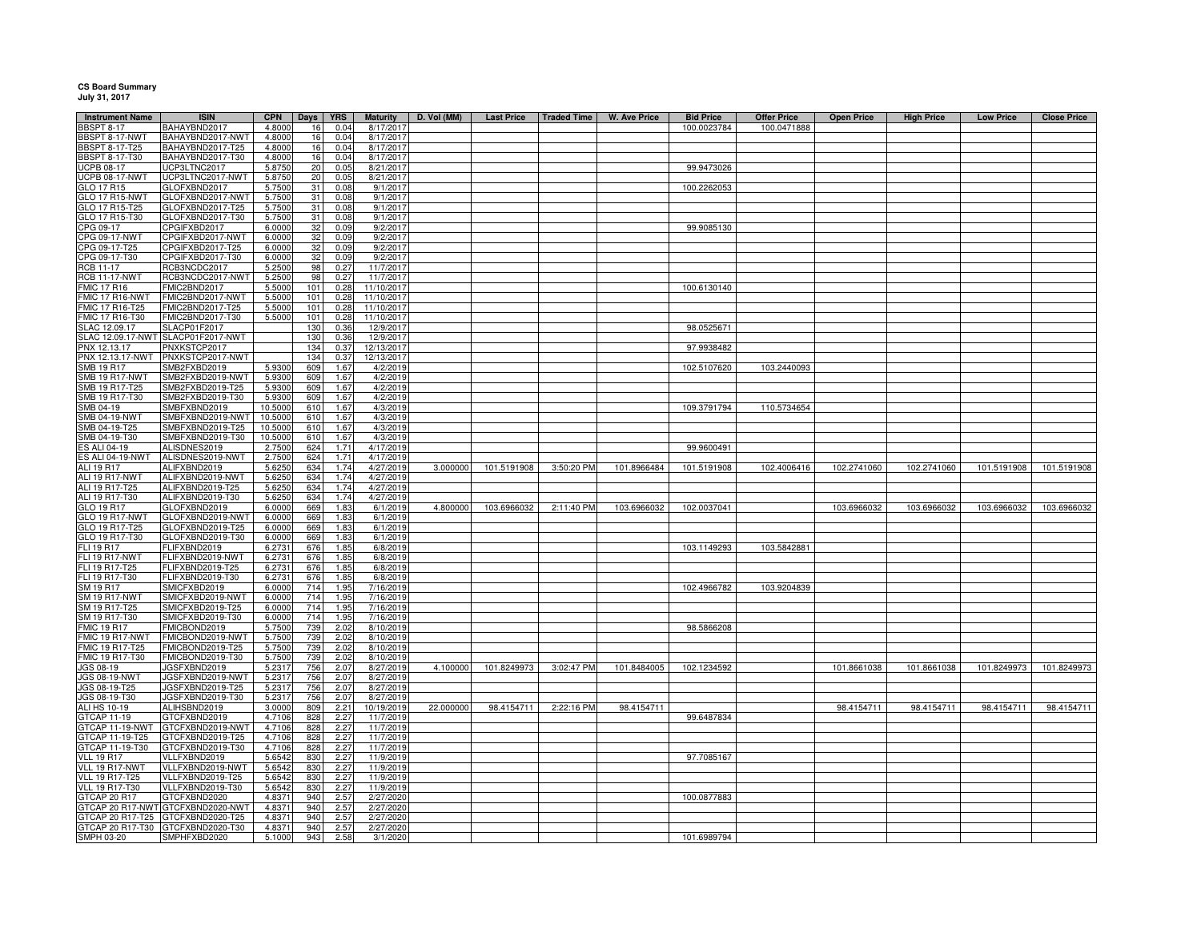**CS Board Summary**
**July 31, 2017**

| Instrument Name | ISIN | CPN | Days | YRS | Maturity | D. Vol (MM) | Last Price | Traded Time | W. Ave Price | Bid Price | Offer Price | Open Price | High Price | Low Price | Close Price |
|---|---|---|---|---|---|---|---|---|---|---|---|---|---|---|---|
| BBSPT 8-17 | BAHAYBND2017 | 4.8000 | 16 | 0.04 | 8/17/2017 | | | | | 100.0023784 | 100.0471888 | | | | |
| BBSPT 8-17-NWT | BAHAYBND2017-NWT | 4.8000 | 16 | 0.04 | 8/17/2017 | | | | | | | | | | |
| BBSPT 8-17-T25 | BAHAYBND2017-T25 | 4.8000 | 16 | 0.04 | 8/17/2017 | | | | | | | | | | |
| BBSPT 8-17-T30 | BAHAYBND2017-T30 | 4.8000 | 16 | 0.04 | 8/17/2017 | | | | | | | | | | |
| UCPB 08-17 | UCP3LTNC2017 | 5.8750 | 20 | 0.05 | 8/21/2017 | | | | | 99.9473026 | | | | | |
| UCPB 08-17-NWT | UCP3LTNC2017-NWT | 5.8750 | 20 | 0.05 | 8/21/2017 | | | | | | | | | | |
| GLO 17 R15 | GLOFXBND2017 | 5.7500 | 31 | 0.08 | 9/1/2017 | | | | | 100.2262053 | | | | | |
| GLO 17 R15-NWT | GLOFXBND2017-NWT | 5.7500 | 31 | 0.08 | 9/1/2017 | | | | | | | | | | |
| GLO 17 R15-T25 | GLOFXBND2017-T25 | 5.7500 | 31 | 0.08 | 9/1/2017 | | | | | | | | | | |
| GLO 17 R15-T30 | GLOFXBND2017-T30 | 5.7500 | 31 | 0.08 | 9/1/2017 | | | | | | | | | | |
| CPG 09-17 | CPGIFXBD2017 | 6.0000 | 32 | 0.09 | 9/2/2017 | | | | | 99.9085130 | | | | | |
| CPG 09-17-NWT | CPGIFXBD2017-NWT | 6.0000 | 32 | 0.09 | 9/2/2017 | | | | | | | | | | |
| CPG 09-17-T25 | CPGIFXBD2017-T25 | 6.0000 | 32 | 0.09 | 9/2/2017 | | | | | | | | | | |
| CPG 09-17-T30 | CPGIFXBD2017-T30 | 6.0000 | 32 | 0.09 | 9/2/2017 | | | | | | | | | | |
| RCB 11-17 | RCB3NCDC2017 | 5.2500 | 98 | 0.27 | 11/7/2017 | | | | | | | | | | |
| RCB 11-17-NWT | RCB3NCDC2017-NWT | 5.2500 | 98 | 0.27 | 11/7/2017 | | | | | | | | | | |
| FMIC 17 R16 | FMIC2BND2017 | 5.5000 | 101 | 0.28 | 11/10/2017 | | | | | 100.6130140 | | | | | |
| FMIC 17 R16-NWT | FMIC2BND2017-NWT | 5.5000 | 101 | 0.28 | 11/10/2017 | | | | | | | | | | |
| FMIC 17 R16-T25 | FMIC2BND2017-T25 | 5.5000 | 101 | 0.28 | 11/10/2017 | | | | | | | | | | |
| FMIC 17 R16-T30 | FMIC2BND2017-T30 | 5.5000 | 101 | 0.28 | 11/10/2017 | | | | | | | | | | |
| SLAC 12.09.17 | SLACP01F2017 | | 130 | 0.36 | 12/9/2017 | | | | | 98.0525671 | | | | | |
| SLAC 12.09.17-NWT | SLACP01F2017-NWT | | 130 | 0.36 | 12/9/2017 | | | | | | | | | | |
| PNX 12.13.17 | PNXKSTCP2017 | | 134 | 0.37 | 12/13/2017 | | | | | 97.9938482 | | | | | |
| PNX 12.13.17-NWT | PNXKSTCP2017-NWT | | 134 | 0.37 | 12/13/2017 | | | | | | | | | | |
| SMB 19 R17 | SMB2FXBD2019 | 5.9300 | 609 | 1.67 | 4/2/2019 | | | | | 102.5107620 | 103.2440093 | | | | |
| SMB 19 R17-NWT | SMB2FXBD2019-NWT | 5.9300 | 609 | 1.67 | 4/2/2019 | | | | | | | | | | |
| SMB 19 R17-T25 | SMB2FXBD2019-T25 | 5.9300 | 609 | 1.67 | 4/2/2019 | | | | | | | | | | |
| SMB 19 R17-T30 | SMB2FXBD2019-T30 | 5.9300 | 609 | 1.67 | 4/2/2019 | | | | | | | | | | |
| SMB 04-19 | SMBFXBND2019 | 10.5000 | 610 | 1.67 | 4/3/2019 | | | | | 109.3791794 | 110.5734654 | | | | |
| SMB 04-19-NWT | SMBFXBND2019-NWT | 10.5000 | 610 | 1.67 | 4/3/2019 | | | | | | | | | | |
| SMB 04-19-T25 | SMBFXBND2019-T25 | 10.5000 | 610 | 1.67 | 4/3/2019 | | | | | | | | | | |
| SMB 04-19-T30 | SMBFXBND2019-T30 | 10.5000 | 610 | 1.67 | 4/3/2019 | | | | | | | | | | |
| ES ALI 04-19 | ALISDNES2019 | 2.7500 | 624 | 1.71 | 4/17/2019 | | | | | 99.9600491 | | | | | |
| ES ALI 04-19-NWT | ALISDNES2019-NWT | 2.7500 | 624 | 1.71 | 4/17/2019 | | | | | | | | | | |
| ALI 19 R17 | ALIFXBND2019 | 5.6250 | 634 | 1.74 | 4/27/2019 | 3.000000 | 101.5191908 | 3:50:20 PM | 101.8966484 | 101.5191908 | 102.4006416 | 102.2741060 | 102.2741060 | 101.5191908 | 101.5191908 |
| ALI 19 R17-NWT | ALIFXBND2019-NWT | 5.6250 | 634 | 1.74 | 4/27/2019 | | | | | | | | | | |
| ALI 19 R17-T25 | ALIFXBND2019-T25 | 5.6250 | 634 | 1.74 | 4/27/2019 | | | | | | | | | | |
| ALI 19 R17-T30 | ALIFXBND2019-T30 | 5.6250 | 634 | 1.74 | 4/27/2019 | | | | | | | | | | |
| GLO 19 R17 | GLOFXBND2019 | 6.0000 | 669 | 1.83 | 6/1/2019 | 4.800000 | 103.6966032 | 2:11:40 PM | 103.6966032 | 102.0037041 | | 103.6966032 | 103.6966032 | 103.6966032 | 103.6966032 |
| GLO 19 R17-NWT | GLOFXBND2019-NWT | 6.0000 | 669 | 1.83 | 6/1/2019 | | | | | | | | | | |
| GLO 19 R17-T25 | GLOFXBND2019-T25 | 6.0000 | 669 | 1.83 | 6/1/2019 | | | | | | | | | | |
| GLO 19 R17-T30 | GLOFXBND2019-T30 | 6.0000 | 669 | 1.83 | 6/1/2019 | | | | | | | | | | |
| FLI 19 R17 | FLIFXBND2019 | 6.2731 | 676 | 1.85 | 6/8/2019 | | | | | 103.1149293 | 103.5842881 | | | | |
| FLI 19 R17-NWT | FLIFXBND2019-NWT | 6.2731 | 676 | 1.85 | 6/8/2019 | | | | | | | | | | |
| FLI 19 R17-T25 | FLIFXBND2019-T25 | 6.2731 | 676 | 1.85 | 6/8/2019 | | | | | | | | | | |
| FLI 19 R17-T30 | FLIFXBND2019-T30 | 6.2731 | 676 | 1.85 | 6/8/2019 | | | | | | | | | | |
| SM 19 R17 | SMICFXBD2019 | 6.0000 | 714 | 1.95 | 7/16/2019 | | | | | 102.4966782 | 103.9204839 | | | | |
| SM 19 R17-NWT | SMICFXBD2019-NWT | 6.0000 | 714 | 1.95 | 7/16/2019 | | | | | | | | | | |
| SM 19 R17-T25 | SMICFXBD2019-T25 | 6.0000 | 714 | 1.95 | 7/16/2019 | | | | | | | | | | |
| SM 19 R17-T30 | SMICFXBD2019-T30 | 6.0000 | 714 | 1.95 | 7/16/2019 | | | | | | | | | | |
| FMIC 19 R17 | FMICBOND2019 | 5.7500 | 739 | 2.02 | 8/10/2019 | | | | | 98.5866208 | | | | | |
| FMIC 19 R17-NWT | FMICBOND2019-NWT | 5.7500 | 739 | 2.02 | 8/10/2019 | | | | | | | | | | |
| FMIC 19 R17-T25 | FMICBOND2019-T25 | 5.7500 | 739 | 2.02 | 8/10/2019 | | | | | | | | | | |
| FMIC 19 R17-T30 | FMICBOND2019-T30 | 5.7500 | 739 | 2.02 | 8/10/2019 | | | | | | | | | | |
| JGS 08-19 | JGSFXBND2019 | 5.2317 | 756 | 2.07 | 8/27/2019 | 4.100000 | 101.8249973 | 3:02:47 PM | 101.8484005 | 102.1234592 | | 101.8661038 | 101.8661038 | 101.8249973 | 101.8249973 |
| JGS 08-19-NWT | JGSFXBND2019-NWT | 5.2317 | 756 | 2.07 | 8/27/2019 | | | | | | | | | | |
| JGS 08-19-T25 | JGSFXBND2019-T25 | 5.2317 | 756 | 2.07 | 8/27/2019 | | | | | | | | | | |
| JGS 08-19-T30 | JGSFXBND2019-T30 | 5.2317 | 756 | 2.07 | 8/27/2019 | | | | | | | | | | |
| ALI HS 10-19 | ALIHSBND2019 | 3.0000 | 809 | 2.21 | 10/19/2019 | 22.000000 | 98.4154711 | 2:22:16 PM | 98.4154711 | | | 98.4154711 | 98.4154711 | 98.4154711 | 98.4154711 |
| GTCAP 11-19 | GTCFXBND2019 | 4.7106 | 828 | 2.27 | 11/7/2019 | | | | | 99.6487834 | | | | | |
| GTCAP 11-19-NWT | GTCFXBND2019-NWT | 4.7106 | 828 | 2.27 | 11/7/2019 | | | | | | | | | | |
| GTCAP 11-19-T25 | GTCFXBND2019-T25 | 4.7106 | 828 | 2.27 | 11/7/2019 | | | | | | | | | | |
| GTCAP 11-19-T30 | GTCFXBND2019-T30 | 4.7106 | 828 | 2.27 | 11/7/2019 | | | | | | | | | | |
| VLL 19 R17 | VLLFXBND2019 | 5.6542 | 830 | 2.27 | 11/9/2019 | | | | | 97.7085167 | | | | | |
| VLL 19 R17-NWT | VLLFXBND2019-NWT | 5.6542 | 830 | 2.27 | 11/9/2019 | | | | | | | | | | |
| VLL 19 R17-T25 | VLLFXBND2019-T25 | 5.6542 | 830 | 2.27 | 11/9/2019 | | | | | | | | | | |
| VLL 19 R17-T30 | VLLFXBND2019-T30 | 5.6542 | 830 | 2.27 | 11/9/2019 | | | | | | | | | | |
| GTCAP 20 R17 | GTCFXBND2020 | 4.8371 | 940 | 2.57 | 2/27/2020 | | | | | 100.0877883 | | | | | |
| GTCAP 20 R17-NWT | GTCFXBND2020-NWT | 4.8371 | 940 | 2.57 | 2/27/2020 | | | | | | | | | | |
| GTCAP 20 R17-T25 | GTCFXBND2020-T25 | 4.8371 | 940 | 2.57 | 2/27/2020 | | | | | | | | | | |
| GTCAP 20 R17-T30 | GTCFXBND2020-T30 | 4.8371 | 940 | 2.57 | 2/27/2020 | | | | | | | | | | |
| SMPH 03-20 | SMPHFXBD2020 | 5.1000 | 943 | 2.58 | 3/1/2020 | | | | | 101.6989794 | | | | | |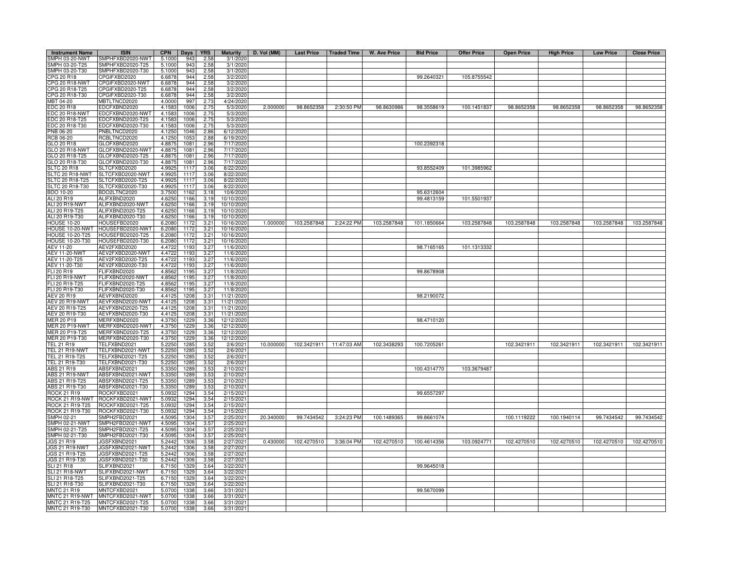| Instrument Name | ISIN | CPN | Days | YRS | Maturity | D. Vol (MM) | Last Price | Traded Time | W. Ave Price | Bid Price | Offer Price | Open Price | High Price | Low Price | Close Price |
|---|---|---|---|---|---|---|---|---|---|---|---|---|---|---|---|
| SMPH 03-20-NWT | SMPHFXBD2020-NWT | 5.1000 | 943 | 2.58 | 3/1/2020 | | | | | | | | | | |
| SMPH 03-20-T25 | SMPHFXBD2020-T25 | 5.1000 | 943 | 2.58 | 3/1/2020 | | | | | | | | | | |
| SMPH 03-20-T30 | SMPHFXBD2020-T30 | 5.1000 | 943 | 2.58 | 3/1/2020 | | | | | | | | | | |
| CPG 20 R18 | CPGIFXBD2020 | 6.6878 | 944 | 2.58 | 3/2/2020 | | | | | 99.2640321 | 105.8755542 | | | | |
| CPG 20 R18-NWT | CPGIFXBD2020-NWT | 6.6878 | 944 | 2.58 | 3/2/2020 | | | | | | | | | | |
| CPG 20 R18-T25 | CPGIFXBD2020-T25 | 6.6878 | 944 | 2.58 | 3/2/2020 | | | | | | | | | | |
| CPG 20 R18-T30 | CPGIFXBD2020-T30 | 6.6878 | 944 | 2.58 | 3/2/2020 | | | | | | | | | | |
| MBT 04-20 | MBTLTNCD2020 | 4.0000 | 997 | 2.73 | 4/24/2020 | | | | | | | | | | |
| EDC 20 R18 | EDCFXBND2020 | 4.1583 | 1006 | 2.75 | 5/3/2020 | 2.000000 | 98.8652358 | 2:30:50 PM | 98.8630986 | 98.3558619 | 100.1451837 | 98.8652358 | 98.8652358 | 98.8652358 | 98.8652358 |
| EDC 20 R18-NWT | EDCFXBND2020-NWT | 4.1583 | 1006 | 2.75 | 5/3/2020 | | | | | | | | | | |
| EDC 20 R18-T25 | EDCFXBND2020-T25 | 4.1583 | 1006 | 2.75 | 5/3/2020 | | | | | | | | | | |
| EDC 20 R18-T30 | EDCFXBND2020-T30 | 4.1583 | 1006 | 2.75 | 5/3/2020 | | | | | | | | | | |
| PNB 06-20 | PNBLTNCD2020 | 4.1250 | 1046 | 2.86 | 6/12/2020 | | | | | | | | | | |
| RCB 06-20 | RCBLTNCD2020 | 4.1250 | 1053 | 2.88 | 6/19/2020 | | | | | | | | | | |
| GLO 20 R18 | GLOFXBND2020 | 4.8875 | 1081 | 2.96 | 7/17/2020 | | | | | 100.2392318 | | | | | |
| GLO 20 R18-NWT | GLOFXBND2020-NWT | 4.8875 | 1081 | 2.96 | 7/17/2020 | | | | | | | | | | |
| GLO 20 R18-T25 | GLOFXBND2020-T25 | 4.8875 | 1081 | 2.96 | 7/17/2020 | | | | | | | | | | |
| GLO 20 R18-T30 | GLOFXBND2020-T30 | 4.8875 | 1081 | 2.96 | 7/17/2020 | | | | | | | | | | |
| SLTC 20 R18 | SLTCFXBD2020 | 4.9925 | 1117 | 3.06 | 8/22/2020 | | | | | 93.8552409 | 101.3985962 | | | | |
| SLTC 20 R18-NWT | SLTCFXBD2020-NWT | 4.9925 | 1117 | 3.06 | 8/22/2020 | | | | | | | | | | |
| SLTC 20 R18-T25 | SLTCFXBD2020-T25 | 4.9925 | 1117 | 3.06 | 8/22/2020 | | | | | | | | | | |
| SLTC 20 R18-T30 | SLTCFXBD2020-T30 | 4.9925 | 1117 | 3.06 | 8/22/2020 | | | | | | | | | | |
| BDO 10-20 | BDO2LTNC2020 | 3.7500 | 1162 | 3.18 | 10/6/2020 | | | | | 95.6312604 | | | | | |
| ALI 20 R19 | ALIFXBND2020 | 4.6250 | 1166 | 3.19 | 10/10/2020 | | | | | 99.4813159 | 101.5501937 | | | | |
| ALI 20 R19-NWT | ALIFXBND2020-NWT | 4.6250 | 1166 | 3.19 | 10/10/2020 | | | | | | | | | | |
| ALI 20 R19-T25 | ALIFXBND2020-T25 | 4.6250 | 1166 | 3.19 | 10/10/2020 | | | | | | | | | | |
| ALI 20 R19-T30 | ALIFXBND2020-T30 | 4.6250 | 1166 | 3.19 | 10/10/2020 | | | | | | | | | | |
| HOUSE 10-20 | HOUSEFBD2020 | 6.2080 | 1172 | 3.21 | 10/16/2020 | 1.000000 | 103.2587848 | 2:24:22 PM | 103.2587848 | 101.1850664 | 103.2587848 | 103.2587848 | 103.2587848 | 103.2587848 | 103.2587848 |
| HOUSE 10-20-NWT | HOUSEFBD2020-NWT | 6.2080 | 1172 | 3.21 | 10/16/2020 | | | | | | | | | | |
| HOUSE 10-20-T25 | HOUSEFBD2020-T25 | 6.2080 | 1172 | 3.21 | 10/16/2020 | | | | | | | | | | |
| HOUSE 10-20-T30 | HOUSEFBD2020-T30 | 6.2080 | 1172 | 3.21 | 10/16/2020 | | | | | | | | | | |
| AEV 11-20 | AEV2FXBD2020 | 4.4722 | 1193 | 3.27 | 11/6/2020 | | | | | 98.7165165 | 101.1313332 | | | | |
| AEV 11-20-NWT | AEV2FXBD2020-NWT | 4.4722 | 1193 | 3.27 | 11/6/2020 | | | | | | | | | | |
| AEV 11-20-T25 | AEV2FXBD2020-T25 | 4.4722 | 1193 | 3.27 | 11/6/2020 | | | | | | | | | | |
| AEV 11-20-T30 | AEV2FXBD2020-T30 | 4.4722 | 1193 | 3.27 | 11/6/2020 | | | | | | | | | | |
| FLI 20 R19 | FLIFXBND2020 | 4.8562 | 1195 | 3.27 | 11/8/2020 | | | | | 99.8678908 | | | | | |
| FLI 20 R19-NWT | FLIFXBND2020-NWT | 4.8562 | 1195 | 3.27 | 11/8/2020 | | | | | | | | | | |
| FLI 20 R19-T25 | FLIFXBND2020-T25 | 4.8562 | 1195 | 3.27 | 11/8/2020 | | | | | | | | | | |
| FLI 20 R19-T30 | FLIFXBND2020-T30 | 4.8562 | 1195 | 3.27 | 11/8/2020 | | | | | | | | | | |
| AEV 20 R19 | AEVFXBND2020 | 4.4125 | 1208 | 3.31 | 11/21/2020 | | | | | 98.2190072 | | | | | |
| AEV 20 R19-NWT | AEVFXBND2020-NWT | 4.4125 | 1208 | 3.31 | 11/21/2020 | | | | | | | | | | |
| AEV 20 R19-T25 | AEVFXBND2020-T25 | 4.4125 | 1208 | 3.31 | 11/21/2020 | | | | | | | | | | |
| AEV 20 R19-T30 | AEVFXBND2020-T30 | 4.4125 | 1208 | 3.31 | 11/21/2020 | | | | | | | | | | |
| MER 20 P19 | MERFXBND2020 | 4.3750 | 1229 | 3.36 | 12/12/2020 | | | | | 98.4710120 | | | | | |
| MER 20 P19-NWT | MERFXBND2020-NWT | 4.3750 | 1229 | 3.36 | 12/12/2020 | | | | | | | | | | |
| MER 20 P19-T25 | MERFXBND2020-T25 | 4.3750 | 1229 | 3.36 | 12/12/2020 | | | | | | | | | | |
| MER 20 P19-T30 | MERFXBND2020-T30 | 4.3750 | 1229 | 3.36 | 12/12/2020 | | | | | | | | | | |
| TEL 21 R19 | TELFXBND2021 | 5.2250 | 1285 | 3.52 | 2/6/2021 | 10.000000 | 102.3421911 | 11:47:03 AM | 102.3438293 | 100.7205261 | | 102.3421911 | 102.3421911 | 102.3421911 | 102.3421911 |
| TEL 21 R19-NWT | TELFXBND2021-NWT | 5.2250 | 1285 | 3.52 | 2/6/2021 | | | | | | | | | | |
| TEL 21 R19-T25 | TELFXBND2021-T25 | 5.2250 | 1285 | 3.52 | 2/6/2021 | | | | | | | | | | |
| TEL 21 R19-T30 | TELFXBND2021-T30 | 5.2250 | 1285 | 3.52 | 2/6/2021 | | | | | | | | | | |
| ABS 21 R19 | ABSFXBND2021 | 5.3350 | 1289 | 3.53 | 2/10/2021 | | | | | 100.4314770 | 103.3679487 | | | | |
| ABS 21 R19-NWT | ABSFXBND2021-NWT | 5.3350 | 1289 | 3.53 | 2/10/2021 | | | | | | | | | | |
| ABS 21 R19-T25 | ABSFXBND2021-T25 | 5.3350 | 1289 | 3.53 | 2/10/2021 | | | | | | | | | | |
| ABS 21 R19-T30 | ABSFXBND2021-T30 | 5.3350 | 1289 | 3.53 | 2/10/2021 | | | | | | | | | | |
| ROCK 21 R19 | ROCKFXBD2021 | 5.0932 | 1294 | 3.54 | 2/15/2021 | | | | | 99.6557297 | | | | | |
| ROCK 21 R19-NWT | ROCKFXBD2021-NWT | 5.0932 | 1294 | 3.54 | 2/15/2021 | | | | | | | | | | |
| ROCK 21 R19-T25 | ROCKFXBD2021-T25 | 5.0932 | 1294 | 3.54 | 2/15/2021 | | | | | | | | | | |
| ROCK 21 R19-T30 | ROCKFXBD2021-T30 | 5.0932 | 1294 | 3.54 | 2/15/2021 | | | | | | | | | | |
| SMPH 02-21 | SMPH2FBD2021 | 4.5095 | 1304 | 3.57 | 2/25/2021 | 20.340000 | 99.7434542 | 3:24:23 PM | 100.1489365 | 99.8661074 | | 100.1119222 | 100.1940114 | 99.7434542 | 99.7434542 |
| SMPH 02-21-NWT | SMPH2FBD2021-NWT | 4.5095 | 1304 | 3.57 | 2/25/2021 | | | | | | | | | | |
| SMPH 02-21-T25 | SMPH2FBD2021-T25 | 4.5095 | 1304 | 3.57 | 2/25/2021 | | | | | | | | | | |
| SMPH 02-21-T30 | SMPH2FBD2021-T30 | 4.5095 | 1304 | 3.57 | 2/25/2021 | | | | | | | | | | |
| JGS 21 R19 | JGSFXBND2021 | 5.2442 | 1306 | 3.58 | 2/27/2021 | 0.430000 | 102.4270510 | 3:36:04 PM | 102.4270510 | 100.4614356 | 103.0924771 | 102.4270510 | 102.4270510 | 102.4270510 | 102.4270510 |
| JGS 21 R19-NWT | JGSFXBND2021-NWT | 5.2442 | 1306 | 3.58 | 2/27/2021 | | | | | | | | | | |
| JGS 21 R19-T25 | JGSFXBND2021-T25 | 5.2442 | 1306 | 3.58 | 2/27/2021 | | | | | | | | | | |
| JGS 21 R19-T30 | JGSFXBND2021-T30 | 5.2442 | 1306 | 3.58 | 2/27/2021 | | | | | | | | | | |
| SLI 21 R18 | SLIFXBND2021 | 6.7150 | 1329 | 3.64 | 3/22/2021 | | | | | 99.9645018 | | | | | |
| SLI 21 R18-NWT | SLIFXBND2021-NWT | 6.7150 | 1329 | 3.64 | 3/22/2021 | | | | | | | | | | |
| SLI 21 R18-T25 | SLIFXBND2021-T25 | 6.7150 | 1329 | 3.64 | 3/22/2021 | | | | | | | | | | |
| SLI 21 R18-T30 | SLIFXBND2021-T30 | 6.7150 | 1329 | 3.64 | 3/22/2021 | | | | | | | | | | |
| MNTC 21 R19 | MNTCFXBD2021 | 5.0700 | 1338 | 3.66 | 3/31/2021 | | | | | 99.5670099 | | | | | |
| MNTC 21 R19-NWT | MNTCFXBD2021-NWT | 5.0700 | 1338 | 3.66 | 3/31/2021 | | | | | | | | | | |
| MNTC 21 R19-T25 | MNTCFXBD2021-T25 | 5.0700 | 1338 | 3.66 | 3/31/2021 | | | | | | | | | | |
| MNTC 21 R19-T30 | MNTCFXBD2021-T30 | 5.0700 | 1338 | 3.66 | 3/31/2021 | | | | | | | | | | |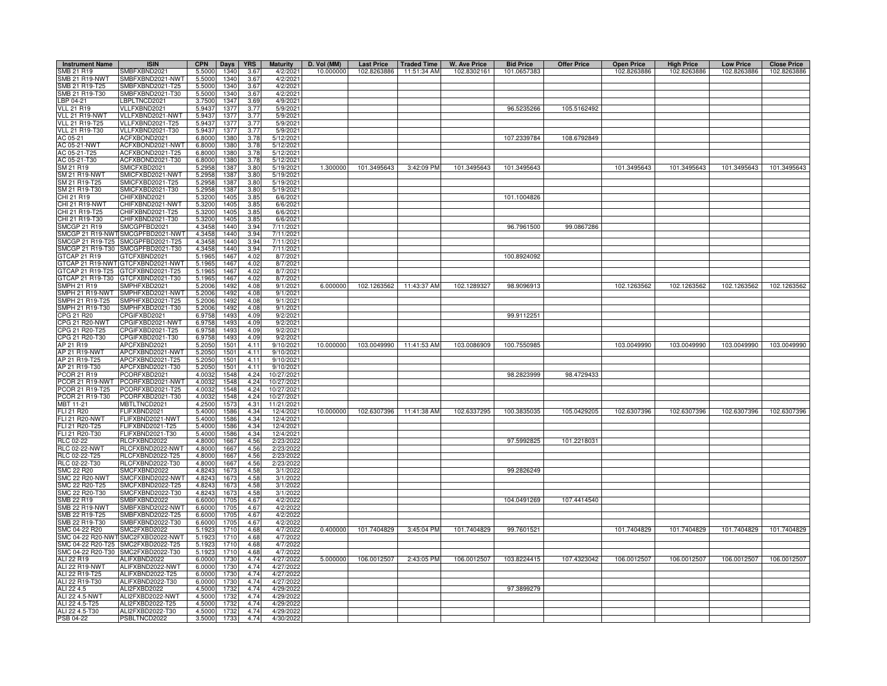| Instrument Name | ISIN | CPN | Days | YRS | Maturity | D. Vol (MM) | Last Price | Traded Time | W. Ave Price | Bid Price | Offer Price | Open Price | High Price | Low Price | Close Price |
|---|---|---|---|---|---|---|---|---|---|---|---|---|---|---|---|
| SMB 21 R19 | SMBFXBND2021 | 5.5000 | 1340 | 3.67 | 4/2/2021 | 10.000000 | 102.8263886 | 11:51:34 AM | 102.8302161 | 101.0657383 | | 102.8263886 | 102.8263886 | 102.8263886 | 102.8263886 |
| SMB 21 R19-NWT | SMBFXBND2021-NWT | 5.5000 | 1340 | 3.67 | 4/2/2021 | | | | | | | | | | |
| SMB 21 R19-T25 | SMBFXBND2021-T25 | 5.5000 | 1340 | 3.67 | 4/2/2021 | | | | | | | | | | |
| SMB 21 R19-T30 | SMBFXBND2021-T30 | 5.5000 | 1340 | 3.67 | 4/2/2021 | | | | | | | | | | |
| LBP 04-21 | LBPLTNCD2021 | 3.7500 | 1347 | 3.69 | 4/9/2021 | | | | | | | | | | |
| VLL 21 R19 | VLLFXBND2021 | 5.9437 | 1377 | 3.77 | 5/9/2021 | | | | | 96.5235266 | 105.5162492 | | | | |
| VLL 21 R19-NWT | VLLFXBND2021-NWT | 5.9437 | 1377 | 3.77 | 5/9/2021 | | | | | | | | | | |
| VLL 21 R19-T25 | VLLFXBND2021-T25 | 5.9437 | 1377 | 3.77 | 5/9/2021 | | | | | | | | | | |
| VLL 21 R19-T30 | VLLFXBND2021-T30 | 5.9437 | 1377 | 3.77 | 5/9/2021 | | | | | | | | | | |
| AC 05-21 | ACFXBOND2021 | 6.8000 | 1380 | 3.78 | 5/12/2021 | | | | | 107.2339784 | 108.6792849 | | | | |
| AC 05-21-NWT | ACFXBOND2021-NWT | 6.8000 | 1380 | 3.78 | 5/12/2021 | | | | | | | | | | |
| AC 05-21-T25 | ACFXBOND2021-T25 | 6.8000 | 1380 | 3.78 | 5/12/2021 | | | | | | | | | | |
| AC 05-21-T30 | ACFXBOND2021-T30 | 6.8000 | 1380 | 3.78 | 5/12/2021 | | | | | | | | | | |
| SM 21 R19 | SMICFXBD2021 | 5.2958 | 1387 | 3.80 | 5/19/2021 | 1.300000 | 101.3495643 | 3:42:09 PM | 101.3495643 | 101.3495643 | | 101.3495643 | 101.3495643 | 101.3495643 | 101.3495643 |
| SM 21 R19-NWT | SMICFXBD2021-NWT | 5.2958 | 1387 | 3.80 | 5/19/2021 | | | | | | | | | | |
| SM 21 R19-T25 | SMICFXBD2021-T25 | 5.2958 | 1387 | 3.80 | 5/19/2021 | | | | | | | | | | |
| SM 21 R19-T30 | SMICFXBD2021-T30 | 5.2958 | 1387 | 3.80 | 5/19/2021 | | | | | | | | | | |
| CHI 21 R19 | CHIFXBND2021 | 5.3200 | 1405 | 3.85 | 6/6/2021 | | | | | 101.1004826 | | | | | |
| CHI 21 R19-NWT | CHIFXBND2021-NWT | 5.3200 | 1405 | 3.85 | 6/6/2021 | | | | | | | | | | |
| CHI 21 R19-T25 | CHIFXBND2021-T25 | 5.3200 | 1405 | 3.85 | 6/6/2021 | | | | | | | | | | |
| CHI 21 R19-T30 | CHIFXBND2021-T30 | 5.3200 | 1405 | 3.85 | 6/6/2021 | | | | | | | | | | |
| SMCGP 21 R19 | SMCGPFBD2021 | 4.3458 | 1440 | 3.94 | 7/11/2021 | | | | | 96.7961500 | 99.0867286 | | | | |
| SMCGP 21 R19-NWT | SMCGPFBD2021-NWT | 4.3458 | 1440 | 3.94 | 7/11/2021 | | | | | | | | | | |
| SMCGP 21 R19-T25 | SMCGPFBD2021-T25 | 4.3458 | 1440 | 3.94 | 7/11/2021 | | | | | | | | | | |
| SMCGP 21 R19-T30 | SMCGPFBD2021-T30 | 4.3458 | 1440 | 3.94 | 7/11/2021 | | | | | | | | | | |
| GTCAP 21 R19 | GTCFXBND2021 | 5.1965 | 1467 | 4.02 | 8/7/2021 | | | | | 100.8924092 | | | | | |
| GTCAP 21 R19-NWT | GTCFXBND2021-NWT | 5.1965 | 1467 | 4.02 | 8/7/2021 | | | | | | | | | | |
| GTCAP 21 R19-T25 | GTCFXBND2021-T25 | 5.1965 | 1467 | 4.02 | 8/7/2021 | | | | | | | | | | |
| GTCAP 21 R19-T30 | GTCFXBND2021-T30 | 5.1965 | 1467 | 4.02 | 8/7/2021 | | | | | | | | | | |
| SMPH 21 R19 | SMPHFXBD2021 | 5.2006 | 1492 | 4.08 | 9/1/2021 | 6.000000 | 102.1263562 | 11:43:37 AM | 102.1289327 | 98.9096913 | | 102.1263562 | 102.1263562 | 102.1263562 | 102.1263562 |
| SMPH 21 R19-NWT | SMPHFXBD2021-NWT | 5.2006 | 1492 | 4.08 | 9/1/2021 | | | | | | | | | | |
| SMPH 21 R19-T25 | SMPHFXBD2021-T25 | 5.2006 | 1492 | 4.08 | 9/1/2021 | | | | | | | | | | |
| SMPH 21 R19-T30 | SMPHFXBD2021-T30 | 5.2006 | 1492 | 4.08 | 9/1/2021 | | | | | | | | | | |
| CPG 21 R20 | CPGIFXBD2021 | 6.9758 | 1493 | 4.09 | 9/2/2021 | | | | | 99.9112251 | | | | | |
| CPG 21 R20-NWT | CPGIFXBD2021-NWT | 6.9758 | 1493 | 4.09 | 9/2/2021 | | | | | | | | | | |
| CPG 21 R20-T25 | CPGIFXBD2021-T25 | 6.9758 | 1493 | 4.09 | 9/2/2021 | | | | | | | | | | |
| CPG 21 R20-T30 | CPGIFXBD2021-T30 | 6.9758 | 1493 | 4.09 | 9/2/2021 | | | | | | | | | | |
| AP 21 R19 | APCFXBND2021 | 5.2050 | 1501 | 4.11 | 9/10/2021 | 10.000000 | 103.0049990 | 11:41:53 AM | 103.0086909 | 100.7550985 | | 103.0049990 | 103.0049990 | 103.0049990 | 103.0049990 |
| AP 21 R19-NWT | APCFXBND2021-NWT | 5.2050 | 1501 | 4.11 | 9/10/2021 | | | | | | | | | | |
| AP 21 R19-T25 | APCFXBND2021-T25 | 5.2050 | 1501 | 4.11 | 9/10/2021 | | | | | | | | | | |
| AP 21 R19-T30 | APCFXBND2021-T30 | 5.2050 | 1501 | 4.11 | 9/10/2021 | | | | | | | | | | |
| PCOR 21 R19 | PCORFXBD2021 | 4.0032 | 1548 | 4.24 | 10/27/2021 | | | | | 98.2823999 | 98.4729433 | | | | |
| PCOR 21 R19-NWT | PCORFXBD2021-NWT | 4.0032 | 1548 | 4.24 | 10/27/2021 | | | | | | | | | | |
| PCOR 21 R19-T25 | PCORFXBD2021-T25 | 4.0032 | 1548 | 4.24 | 10/27/2021 | | | | | | | | | | |
| PCOR 21 R19-T30 | PCORFXBD2021-T30 | 4.0032 | 1548 | 4.24 | 10/27/2021 | | | | | | | | | | |
| MBT 11-21 | MBTLTNCD2021 | 4.2500 | 1573 | 4.31 | 11/21/2021 | | | | | | | | | | |
| FLI 21 R20 | FLIFXBND2021 | 5.4000 | 1586 | 4.34 | 12/4/2021 | 10.000000 | 102.6307396 | 11:41:38 AM | 102.6337295 | 100.3835035 | 105.0429205 | 102.6307396 | 102.6307396 | 102.6307396 | 102.6307396 |
| FLI 21 R20-NWT | FLIFXBND2021-NWT | 5.4000 | 1586 | 4.34 | 12/4/2021 | | | | | | | | | | |
| FLI 21 R20-T25 | FLIFXBND2021-T25 | 5.4000 | 1586 | 4.34 | 12/4/2021 | | | | | | | | | | |
| FLI 21 R20-T30 | FLIFXBND2021-T30 | 5.4000 | 1586 | 4.34 | 12/4/2021 | | | | | | | | | | |
| RLC 02-22 | RLCFXBND2022 | 4.8000 | 1667 | 4.56 | 2/23/2022 | | | | | 97.5992825 | 101.2218031 | | | | |
| RLC 02-22-NWT | RLCFXBND2022-NWT | 4.8000 | 1667 | 4.56 | 2/23/2022 | | | | | | | | | | |
| RLC 02-22-T25 | RLCFXBND2022-T25 | 4.8000 | 1667 | 4.56 | 2/23/2022 | | | | | | | | | | |
| RLC 02-22-T30 | RLCFXBND2022-T30 | 4.8000 | 1667 | 4.56 | 2/23/2022 | | | | | | | | | | |
| SMC 22 R20 | SMCFXBND2022 | 4.8243 | 1673 | 4.58 | 3/1/2022 | | | | | 99.2826249 | | | | | |
| SMC 22 R20-NWT | SMCFXBND2022-NWT | 4.8243 | 1673 | 4.58 | 3/1/2022 | | | | | | | | | | |
| SMC 22 R20-T25 | SMCFXBND2022-T25 | 4.8243 | 1673 | 4.58 | 3/1/2022 | | | | | | | | | | |
| SMC 22 R20-T30 | SMCFXBND2022-T30 | 4.8243 | 1673 | 4.58 | 3/1/2022 | | | | | | | | | | |
| SMB 22 R19 | SMBFXBND2022 | 6.6000 | 1705 | 4.67 | 4/2/2022 | | | | | 104.0491269 | 107.4414540 | | | | |
| SMB 22 R19-NWT | SMBFXBND2022-NWT | 6.6000 | 1705 | 4.67 | 4/2/2022 | | | | | | | | | | |
| SMB 22 R19-T25 | SMBFXBND2022-T25 | 6.6000 | 1705 | 4.67 | 4/2/2022 | | | | | | | | | | |
| SMB 22 R19-T30 | SMBFXBND2022-T30 | 6.6000 | 1705 | 4.67 | 4/2/2022 | | | | | | | | | | |
| SMC 04-22 R20 | SMC2FXBD2022 | 5.1923 | 1710 | 4.68 | 4/7/2022 | 0.400000 | 101.7404829 | 3:45:04 PM | 101.7404829 | 99.7601521 | | 101.7404829 | 101.7404829 | 101.7404829 | 101.7404829 |
| SMC 04-22 R20-NWT | SMC2FXBD2022-NWT | 5.1923 | 1710 | 4.68 | 4/7/2022 | | | | | | | | | | |
| SMC 04-22 R20-T25 | SMC2FXBD2022-T25 | 5.1923 | 1710 | 4.68 | 4/7/2022 | | | | | | | | | | |
| SMC 04-22 R20-T30 | SMC2FXBD2022-T30 | 5.1923 | 1710 | 4.68 | 4/7/2022 | | | | | | | | | | |
| ALI 22 R19 | ALIFXBND2022 | 6.0000 | 1730 | 4.74 | 4/27/2022 | 5.000000 | 106.0012507 | 2:43:05 PM | 106.0012507 | 103.8224415 | 107.4323042 | 106.0012507 | 106.0012507 | 106.0012507 | 106.0012507 |
| ALI 22 R19-NWT | ALIFXBND2022-NWT | 6.0000 | 1730 | 4.74 | 4/27/2022 | | | | | | | | | | |
| ALI 22 R19-T25 | ALIFXBND2022-T25 | 6.0000 | 1730 | 4.74 | 4/27/2022 | | | | | | | | | | |
| ALI 22 R19-T30 | ALIFXBND2022-T30 | 6.0000 | 1730 | 4.74 | 4/27/2022 | | | | | | | | | | |
| ALI 22 4.5 | ALI2FXBD2022 | 4.5000 | 1732 | 4.74 | 4/29/2022 | | | | | 97.3899279 | | | | | |
| ALI 22 4.5-NWT | ALI2FXBD2022-NWT | 4.5000 | 1732 | 4.74 | 4/29/2022 | | | | | | | | | | |
| ALI 22 4.5-T25 | ALI2FXBD2022-T25 | 4.5000 | 1732 | 4.74 | 4/29/2022 | | | | | | | | | | |
| ALI 22 4.5-T30 | ALI2FXBD2022-T30 | 4.5000 | 1732 | 4.74 | 4/29/2022 | | | | | | | | | | |
| PSB 04-22 | PSBLTNCD2022 | 3.5000 | 1733 | 4.74 | 4/30/2022 | | | | | | | | | | |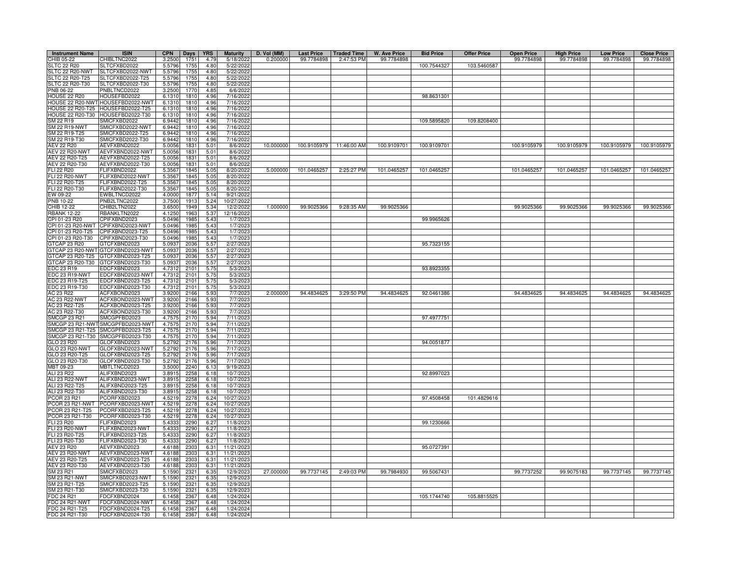| Instrument Name | ISIN | CPN | Days | YRS | Maturity | D. Vol (MM) | Last Price | Traded Time | W. Ave Price | Bid Price | Offer Price | Open Price | High Price | Low Price | Close Price |
|---|---|---|---|---|---|---|---|---|---|---|---|---|---|---|---|
| CHIB 05-22 | CHIBLTNC2022 | 3.2500 | 1751 | 4.79 | 5/18/2022 | 0.200000 | 99.7784898 | 2:47:53 PM | 99.7784898 | | | 99.7784898 | 99.7784898 | 99.7784898 | 99.7784898 |
| SLTC 22 R20 | SLTCFXBD2022 | 5.5796 | 1755 | 4.80 | 5/22/2022 | | | | | 100.7544327 | 103.5460587 | | | | |
| SLTC 22 R20-NWT | SLTCFXBD2022-NWT | 5.5796 | 1755 | 4.80 | 5/22/2022 | | | | | | | | | | |
| SLTC 22 R20-T25 | SLTCFXBD2022-T25 | 5.5796 | 1755 | 4.80 | 5/22/2022 | | | | | | | | | | |
| SLTC 22 R20-T30 | SLTCFXBD2022-T30 | 5.5796 | 1755 | 4.80 | 5/22/2022 | | | | | | | | | | |
| PNB 06-22 | PNBLTNCD2022 | 3.2500 | 1770 | 4.85 | 6/6/2022 | | | | | | | | | | |
| HOUSE 22 R20 | HOUSEFBD2022 | 6.1310 | 1810 | 4.96 | 7/16/2022 | | | | | 98.8631301 | | | | | |
| HOUSE 22 R20-NWT | HOUSEFBD2022-NWT | 6.1310 | 1810 | 4.96 | 7/16/2022 | | | | | | | | | | |
| HOUSE 22 R20-T25 | HOUSEFBD2022-T25 | 6.1310 | 1810 | 4.96 | 7/16/2022 | | | | | | | | | | |
| HOUSE 22 R20-T30 | HOUSEFBD2022-T30 | 6.1310 | 1810 | 4.96 | 7/16/2022 | | | | | | | | | | |
| SM 22 R19 | SMICFXBD2022 | 6.9442 | 1810 | 4.96 | 7/16/2022 | | | | | 109.5895820 | 109.8208400 | | | | |
| SM 22 R19-NWT | SMICFXBD2022-NWT | 6.9442 | 1810 | 4.96 | 7/16/2022 | | | | | | | | | | |
| SM 22 R19-T25 | SMICFXBD2022-T25 | 6.9442 | 1810 | 4.96 | 7/16/2022 | | | | | | | | | | |
| SM 22 R19-T30 | SMICFXBD2022-T30 | 6.9442 | 1810 | 4.96 | 7/16/2022 | | | | | | | | | | |
| AEV 22 R20 | AEVFXBND2022 | 5.0056 | 1831 | 5.01 | 8/6/2022 | 10.000000 | 100.9105979 | 11:46:00 AM | 100.9109701 | 100.9109701 | | 100.9105979 | 100.9105979 | 100.9105979 | 100.9105979 |
| AEV 22 R20-NWT | AEVFXBND2022-NWT | 5.0056 | 1831 | 5.01 | 8/6/2022 | | | | | | | | | | |
| AEV 22 R20-T25 | AEVFXBND2022-T25 | 5.0056 | 1831 | 5.01 | 8/6/2022 | | | | | | | | | | |
| AEV 22 R20-T30 | AEVFXBND2022-T30 | 5.0056 | 1831 | 5.01 | 8/6/2022 | | | | | | | | | | |
| FLI 22 R20 | FLIFXBND2022 | 5.3567 | 1845 | 5.05 | 8/20/2022 | 5.000000 | 101.0465257 | 2:25:27 PM | 101.0465257 | 101.0465257 | | 101.0465257 | 101.0465257 | 101.0465257 | 101.0465257 |
| FLI 22 R20-NWT | FLIFXBND2022-NWT | 5.3567 | 1845 | 5.05 | 8/20/2022 | | | | | | | | | | |
| FLI 22 R20-T25 | FLIFXBND2022-T25 | 5.3567 | 1845 | 5.05 | 8/20/2022 | | | | | | | | | | |
| FLI 22 R20-T30 | FLIFXBND2022-T30 | 5.3567 | 1845 | 5.05 | 8/20/2022 | | | | | | | | | | |
| EW 09-22 | EWBLTNCD2022 | 4.0000 | 1877 | 5.14 | 9/21/2022 | | | | | | | | | | |
| PNB 10-22 | PNB2LTNC2022 | 3.7500 | 1913 | 5.24 | 10/27/2022 | | | | | | | | | | |
| CHIB 12-22 | CHIB2LTN2022 | 3.6500 | 1949 | 5.34 | 12/2/2022 | 1.000000 | 99.9025366 | 9:28:35 AM | 99.9025366 | | | 99.9025366 | 99.9025366 | 99.9025366 | 99.9025366 |
| RBANK 12-22 | RBANKLTN2022 | 4.1250 | 1963 | 5.37 | 12/16/2022 | | | | | | | | | | |
| CPI 01-23 R20 | CPIFXBND2023 | 5.0496 | 1985 | 5.43 | 1/7/2023 | | | | | 99.9965626 | | | | | |
| CPI 01-23 R20-NWT | CPIFXBND2023-NWT | 5.0496 | 1985 | 5.43 | 1/7/2023 | | | | | | | | | | |
| CPI 01-23 R20-T25 | CPIFXBND2023-T25 | 5.0496 | 1985 | 5.43 | 1/7/2023 | | | | | | | | | | |
| CPI 01-23 R20-T30 | CPIFXBND2023-T30 | 5.0496 | 1985 | 5.43 | 1/7/2023 | | | | | | | | | | |
| GTCAP 23 R20 | GTCFXBND2023 | 5.0937 | 2036 | 5.57 | 2/27/2023 | | | | | 95.7323155 | | | | | |
| GTCAP 23 R20-NWT | GTCFXBND2023-NWT | 5.0937 | 2036 | 5.57 | 2/27/2023 | | | | | | | | | | |
| GTCAP 23 R20-T25 | GTCFXBND2023-T25 | 5.0937 | 2036 | 5.57 | 2/27/2023 | | | | | | | | | | |
| GTCAP 23 R20-T30 | GTCFXBND2023-T30 | 5.0937 | 2036 | 5.57 | 2/27/2023 | | | | | | | | | | |
| EDC 23 R19 | EDCFXBND2023 | 4.7312 | 2101 | 5.75 | 5/3/2023 | | | | | 93.8923355 | | | | | |
| EDC 23 R19-NWT | EDCFXBND2023-NWT | 4.7312 | 2101 | 5.75 | 5/3/2023 | | | | | | | | | | |
| EDC 23 R19-T25 | EDCFXBND2023-T25 | 4.7312 | 2101 | 5.75 | 5/3/2023 | | | | | | | | | | |
| EDC 23 R19-T30 | EDCFXBND2023-T30 | 4.7312 | 2101 | 5.75 | 5/3/2023 | | | | | | | | | | |
| AC 23 R22 | ACFXBOND2023 | 3.9200 | 2166 | 5.93 | 7/7/2023 | 2.000000 | 94.4834625 | 3:29:50 PM | 94.4834625 | 92.0461386 | | 94.4834625 | 94.4834625 | 94.4834625 | 94.4834625 |
| AC 23 R22-NWT | ACFXBOND2023-NWT | 3.9200 | 2166 | 5.93 | 7/7/2023 | | | | | | | | | | |
| AC 23 R22-T25 | ACFXBOND2023-T25 | 3.9200 | 2166 | 5.93 | 7/7/2023 | | | | | | | | | | |
| AC 23 R22-T30 | ACFXBOND2023-T30 | 3.9200 | 2166 | 5.93 | 7/7/2023 | | | | | | | | | | |
| SMCGP 23 R21 | SMCGPFBD2023 | 4.7575 | 2170 | 5.94 | 7/11/2023 | | | | | 97.4977751 | | | | | |
| SMCGP 23 R21-NWT | SMCGPFBD2023-NWT | 4.7575 | 2170 | 5.94 | 7/11/2023 | | | | | | | | | | |
| SMCGP 23 R21-T25 | SMCGPFBD2023-T25 | 4.7575 | 2170 | 5.94 | 7/11/2023 | | | | | | | | | | |
| SMCGP 23 R21-T30 | SMCGPFBD2023-T30 | 4.7575 | 2170 | 5.94 | 7/11/2023 | | | | | | | | | | |
| GLO 23 R20 | GLOFXBND2023 | 5.2792 | 2176 | 5.96 | 7/17/2023 | | | | | 94.0051877 | | | | | |
| GLO 23 R20-NWT | GLOFXBND2023-NWT | 5.2792 | 2176 | 5.96 | 7/17/2023 | | | | | | | | | | |
| GLO 23 R20-T25 | GLOFXBND2023-T25 | 5.2792 | 2176 | 5.96 | 7/17/2023 | | | | | | | | | | |
| GLO 23 R20-T30 | GLOFXBND2023-T30 | 5.2792 | 2176 | 5.96 | 7/17/2023 | | | | | | | | | | |
| MBT 09-23 | MBTLTNCD2023 | 3.5000 | 2240 | 6.13 | 9/19/2023 | | | | | | | | | | |
| ALI 23 R22 | ALIFXBND2023 | 3.8915 | 2258 | 6.18 | 10/7/2023 | | | | | 92.8997023 | | | | | |
| ALI 23 R22-NWT | ALIFXBND2023-NWT | 3.8915 | 2258 | 6.18 | 10/7/2023 | | | | | | | | | | |
| ALI 23 R22-T25 | ALIFXBND2023-T25 | 3.8915 | 2258 | 6.18 | 10/7/2023 | | | | | | | | | | |
| ALI 23 R22-T30 | ALIFXBND2023-T30 | 3.8915 | 2258 | 6.18 | 10/7/2023 | | | | | | | | | | |
| PCOR 23 R21 | PCORFXBD2023 | 4.5219 | 2278 | 6.24 | 10/27/2023 | | | | | 97.4508458 | 101.4829616 | | | | |
| PCOR 23 R21-NWT | PCORFXBD2023-NWT | 4.5219 | 2278 | 6.24 | 10/27/2023 | | | | | | | | | | |
| PCOR 23 R21-T25 | PCORFXBD2023-T25 | 4.5219 | 2278 | 6.24 | 10/27/2023 | | | | | | | | | | |
| PCOR 23 R21-T30 | PCORFXBD2023-T30 | 4.5219 | 2278 | 6.24 | 10/27/2023 | | | | | | | | | | |
| FLI 23 R20 | FLIFXBND2023 | 5.4333 | 2290 | 6.27 | 11/8/2023 | | | | | 99.1230666 | | | | | |
| FLI 23 R20-NWT | FLIFXBND2023-NWT | 5.4333 | 2290 | 6.27 | 11/8/2023 | | | | | | | | | | |
| FLI 23 R20-T25 | FLIFXBND2023-T25 | 5.4333 | 2290 | 6.27 | 11/8/2023 | | | | | | | | | | |
| FLI 23 R20-T30 | FLIFXBND2023-T30 | 5.4333 | 2290 | 6.27 | 11/8/2023 | | | | | | | | | | |
| AEV 23 R20 | AEVFXBND2023 | 4.6188 | 2303 | 6.31 | 11/21/2023 | | | | | 95.0727391 | | | | | |
| AEV 23 R20-NWT | AEVFXBND2023-NWT | 4.6188 | 2303 | 6.31 | 11/21/2023 | | | | | | | | | | |
| AEV 23 R20-T25 | AEVFXBND2023-T25 | 4.6188 | 2303 | 6.31 | 11/21/2023 | | | | | | | | | | |
| AEV 23 R20-T30 | AEVFXBND2023-T30 | 4.6188 | 2303 | 6.31 | 11/21/2023 | | | | | | | | | | |
| SM 23 R21 | SMICFXBD2023 | 5.1590 | 2321 | 6.35 | 12/9/2023 | 27.000000 | 99.7737145 | 2:49:03 PM | 99.7984930 | 99.5067431 | | 99.7737252 | 99.9075183 | 99.7737145 | 99.7737145 |
| SM 23 R21-NWT | SMICFXBD2023-NWT | 5.1590 | 2321 | 6.35 | 12/9/2023 | | | | | | | | | | |
| SM 23 R21-T25 | SMICFXBD2023-T25 | 5.1590 | 2321 | 6.35 | 12/9/2023 | | | | | | | | | | |
| SM 23 R21-T30 | SMICFXBD2023-T30 | 5.1590 | 2321 | 6.35 | 12/9/2023 | | | | | | | | | | |
| FDC 24 R21 | FDCFXBND2024 | 6.1458 | 2367 | 6.48 | 1/24/2024 | | | | | 105.1744740 | 105.8815525 | | | | |
| FDC 24 R21-NWT | FDCFXBND2024-NWT | 6.1458 | 2367 | 6.48 | 1/24/2024 | | | | | | | | | | |
| FDC 24 R21-T25 | FDCFXBND2024-T25 | 6.1458 | 2367 | 6.48 | 1/24/2024 | | | | | | | | | | |
| FDC 24 R21-T30 | FDCFXBND2024-T30 | 6.1458 | 2367 | 6.48 | 1/24/2024 | | | | | | | | | | |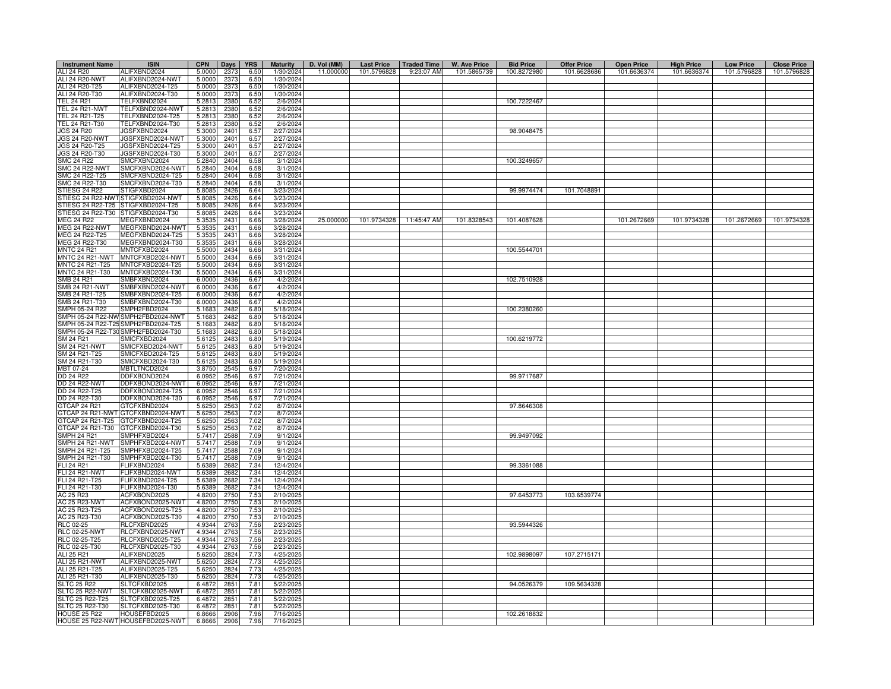| Instrument Name | ISIN | CPN | Days | YRS | Maturity | D. Vol (MM) | Last Price | Traded Time | W. Ave Price | Bid Price | Offer Price | Open Price | High Price | Low Price | Close Price |
|---|---|---|---|---|---|---|---|---|---|---|---|---|---|---|---|
| ALI 24 R20 | ALIFXBND2024 | 5.0000 | 2373 | 6.50 | 1/30/2024 | 11.000000 | 101.5796828 | 9:23:07 AM | 101.5865739 | 100.8272980 | 101.6628686 | 101.6636374 | 101.6636374 | 101.5796828 | 101.5796828 |
| ALI 24 R20-NWT | ALIFXBND2024-NWT | 5.0000 | 2373 | 6.50 | 1/30/2024 | | | | | | | | | | |
| ALI 24 R20-T25 | ALIFXBND2024-T25 | 5.0000 | 2373 | 6.50 | 1/30/2024 | | | | | | | | | | |
| ALI 24 R20-T30 | ALIFXBND2024-T30 | 5.0000 | 2373 | 6.50 | 1/30/2024 | | | | | | | | | | |
| TEL 24 R21 | TELFXBND2024 | 5.2813 | 2380 | 6.52 | 2/6/2024 | | | | | 100.7222467 | | | | | |
| TEL 24 R21-NWT | TELFXBND2024-NWT | 5.2813 | 2380 | 6.52 | 2/6/2024 | | | | | | | | | | |
| TEL 24 R21-T25 | TELFXBND2024-T25 | 5.2813 | 2380 | 6.52 | 2/6/2024 | | | | | | | | | | |
| TEL 24 R21-T30 | TELFXBND2024-T30 | 5.2813 | 2380 | 6.52 | 2/6/2024 | | | | | | | | | | |
| JGS 24 R20 | JGSFXBND2024 | 5.3000 | 2401 | 6.57 | 2/27/2024 | | | | | 98.9048475 | | | | | |
| JGS 24 R20-NWT | JGSFXBND2024-NWT | 5.3000 | 2401 | 6.57 | 2/27/2024 | | | | | | | | | | |
| JGS 24 R20-T25 | JGSFXBND2024-T25 | 5.3000 | 2401 | 6.57 | 2/27/2024 | | | | | | | | | | |
| JGS 24 R20-T30 | JGSFXBND2024-T30 | 5.3000 | 2401 | 6.57 | 2/27/2024 | | | | | | | | | | |
| SMC 24 R22 | SMCFXBND2024 | 5.2840 | 2404 | 6.58 | 3/1/2024 | | | | | 100.3249657 | | | | | |
| SMC 24 R22-NWT | SMCFXBND2024-NWT | 5.2840 | 2404 | 6.58 | 3/1/2024 | | | | | | | | | | |
| SMC 24 R22-T25 | SMCFXBND2024-T25 | 5.2840 | 2404 | 6.58 | 3/1/2024 | | | | | | | | | | |
| SMC 24 R22-T30 | SMCFXBND2024-T30 | 5.2840 | 2404 | 6.58 | 3/1/2024 | | | | | | | | | | |
| STIESG 24 R22 | STIGFXBD2024 | 5.8085 | 2426 | 6.64 | 3/23/2024 | | | | | 99.9974474 | 101.7048891 | | | | |
| STIESG 24 R22-NWT | STIGFXBD2024-NWT | 5.8085 | 2426 | 6.64 | 3/23/2024 | | | | | | | | | | |
| STIESG 24 R22-T25 | STIGFXBD2024-T25 | 5.8085 | 2426 | 6.64 | 3/23/2024 | | | | | | | | | | |
| STIESG 24 R22-T30 | STIGFXBD2024-T30 | 5.8085 | 2426 | 6.64 | 3/23/2024 | | | | | | | | | | |
| MEG 24 R22 | MEGFXBND2024 | 5.3535 | 2431 | 6.66 | 3/28/2024 | 25.000000 | 101.9734328 | 11:45:47 AM | 101.8328543 | 101.4087628 | | 101.2672669 | 101.9734328 | 101.2672669 | 101.9734328 |
| MEG 24 R22-NWT | MEGFXBND2024-NWT | 5.3535 | 2431 | 6.66 | 3/28/2024 | | | | | | | | | | |
| MEG 24 R22-T25 | MEGFXBND2024-T25 | 5.3535 | 2431 | 6.66 | 3/28/2024 | | | | | | | | | | |
| MEG 24 R22-T30 | MEGFXBND2024-T30 | 5.3535 | 2431 | 6.66 | 3/28/2024 | | | | | | | | | | |
| MNTC 24 R21 | MNTCFXBD2024 | 5.5000 | 2434 | 6.66 | 3/31/2024 | | | | | 100.5544701 | | | | | |
| MNTC 24 R21-NWT | MNTCFXBD2024-NWT | 5.5000 | 2434 | 6.66 | 3/31/2024 | | | | | | | | | | |
| MNTC 24 R21-T25 | MNTCFXBD2024-T25 | 5.5000 | 2434 | 6.66 | 3/31/2024 | | | | | | | | | | |
| MNTC 24 R21-T30 | MNTCFXBD2024-T30 | 5.5000 | 2434 | 6.66 | 3/31/2024 | | | | | | | | | | |
| SMB 24 R21 | SMBFXBND2024 | 6.0000 | 2436 | 6.67 | 4/2/2024 | | | | | 102.7510928 | | | | | |
| SMB 24 R21-NWT | SMBFXBND2024-NWT | 6.0000 | 2436 | 6.67 | 4/2/2024 | | | | | | | | | | |
| SMB 24 R21-T25 | SMBFXBND2024-T25 | 6.0000 | 2436 | 6.67 | 4/2/2024 | | | | | | | | | | |
| SMB 24 R21-T30 | SMBFXBND2024-T30 | 6.0000 | 2436 | 6.67 | 4/2/2024 | | | | | | | | | | |
| SMPH 05-24 R22 | SMPH2FBD2024 | 5.1683 | 2482 | 6.80 | 5/18/2024 | | | | | 100.2380260 | | | | | |
| SMPH 05-24 R22-NWT | SMPH2FBD2024-NWT | 5.1683 | 2482 | 6.80 | 5/18/2024 | | | | | | | | | | |
| SMPH 05-24 R22-T25 | SMPH2FBD2024-T25 | 5.1683 | 2482 | 6.80 | 5/18/2024 | | | | | | | | | | |
| SMPH 05-24 R22-T30 | SMPH2FBD2024-T30 | 5.1683 | 2482 | 6.80 | 5/18/2024 | | | | | | | | | | |
| SM 24 R21 | SMICFXBD2024 | 5.6125 | 2483 | 6.80 | 5/19/2024 | | | | | 100.6219772 | | | | | |
| SM 24 R21-NWT | SMICFXBD2024-NWT | 5.6125 | 2483 | 6.80 | 5/19/2024 | | | | | | | | | | |
| SM 24 R21-T25 | SMICFXBD2024-T25 | 5.6125 | 2483 | 6.80 | 5/19/2024 | | | | | | | | | | |
| SM 24 R21-T30 | SMICFXBD2024-T30 | 5.6125 | 2483 | 6.80 | 5/19/2024 | | | | | | | | | | |
| MBT 07-24 | MBTLTNCD2024 | 3.8750 | 2545 | 6.97 | 7/20/2024 | | | | | | | | | | |
| DD 24 R22 | DDFXBOND2024 | 6.0952 | 2546 | 6.97 | 7/21/2024 | | | | | 99.9717687 | | | | | |
| DD 24 R22-NWT | DDFXBOND2024-NWT | 6.0952 | 2546 | 6.97 | 7/21/2024 | | | | | | | | | | |
| DD 24 R22-T25 | DDFXBOND2024-T25 | 6.0952 | 2546 | 6.97 | 7/21/2024 | | | | | | | | | | |
| DD 24 R22-T30 | DDFXBOND2024-T30 | 6.0952 | 2546 | 6.97 | 7/21/2024 | | | | | | | | | | |
| GTCAP 24 R21 | GTCFXBND2024 | 5.6250 | 2563 | 7.02 | 8/7/2024 | | | | | 97.8646308 | | | | | |
| GTCAP 24 R21-NWT | GTCFXBND2024-NWT | 5.6250 | 2563 | 7.02 | 8/7/2024 | | | | | | | | | | |
| GTCAP 24 R21-T25 | GTCFXBND2024-T25 | 5.6250 | 2563 | 7.02 | 8/7/2024 | | | | | | | | | | |
| GTCAP 24 R21-T30 | GTCFXBND2024-T30 | 5.6250 | 2563 | 7.02 | 8/7/2024 | | | | | | | | | | |
| SMPH 24 R21 | SMPHFXBD2024 | 5.7417 | 2588 | 7.09 | 9/1/2024 | | | | | 99.9497092 | | | | | |
| SMPH 24 R21-NWT | SMPHFXBD2024-NWT | 5.7417 | 2588 | 7.09 | 9/1/2024 | | | | | | | | | | |
| SMPH 24 R21-T25 | SMPHFXBD2024-T25 | 5.7417 | 2588 | 7.09 | 9/1/2024 | | | | | | | | | | |
| SMPH 24 R21-T30 | SMPHFXBD2024-T30 | 5.7417 | 2588 | 7.09 | 9/1/2024 | | | | | | | | | | |
| FLI 24 R21 | FLIFXBND2024 | 5.6389 | 2682 | 7.34 | 12/4/2024 | | | | | 99.3361088 | | | | | |
| FLI 24 R21-NWT | FLIFXBND2024-NWT | 5.6389 | 2682 | 7.34 | 12/4/2024 | | | | | | | | | | |
| FLI 24 R21-T25 | FLIFXBND2024-T25 | 5.6389 | 2682 | 7.34 | 12/4/2024 | | | | | | | | | | |
| FLI 24 R21-T30 | FLIFXBND2024-T30 | 5.6389 | 2682 | 7.34 | 12/4/2024 | | | | | | | | | | |
| AC 25 R23 | ACFXBOND2025 | 4.8200 | 2750 | 7.53 | 2/10/2025 | | | | | 97.6453773 | 103.6539774 | | | | |
| AC 25 R23-NWT | ACFXBOND2025-NWT | 4.8200 | 2750 | 7.53 | 2/10/2025 | | | | | | | | | | |
| AC 25 R23-T25 | ACFXBOND2025-T25 | 4.8200 | 2750 | 7.53 | 2/10/2025 | | | | | | | | | | |
| AC 25 R23-T30 | ACFXBOND2025-T30 | 4.8200 | 2750 | 7.53 | 2/10/2025 | | | | | | | | | | |
| RLC 02-25 | RLCFXBND2025 | 4.9344 | 2763 | 7.56 | 2/23/2025 | | | | | 93.5944326 | | | | | |
| RLC 02-25-NWT | RLCFXBND2025-NWT | 4.9344 | 2763 | 7.56 | 2/23/2025 | | | | | | | | | | |
| RLC 02-25-T25 | RLCFXBND2025-T25 | 4.9344 | 2763 | 7.56 | 2/23/2025 | | | | | | | | | | |
| RLC 02-25-T30 | RLCFXBND2025-T30 | 4.9344 | 2763 | 7.56 | 2/23/2025 | | | | | | | | | | |
| ALI 25 R21 | ALIFXBND2025 | 5.6250 | 2824 | 7.73 | 4/25/2025 | | | | | 102.9898097 | 107.2715171 | | | | |
| ALI 25 R21-NWT | ALIFXBND2025-NWT | 5.6250 | 2824 | 7.73 | 4/25/2025 | | | | | | | | | | |
| ALI 25 R21-T25 | ALIFXBND2025-T25 | 5.6250 | 2824 | 7.73 | 4/25/2025 | | | | | | | | | | |
| ALI 25 R21-T30 | ALIFXBND2025-T30 | 5.6250 | 2824 | 7.73 | 4/25/2025 | | | | | | | | | | |
| SLTC 25 R22 | SLTCFXBD2025 | 6.4872 | 2851 | 7.81 | 5/22/2025 | | | | | 94.0526379 | 109.5634328 | | | | |
| SLTC 25 R22-NWT | SLTCFXBD2025-NWT | 6.4872 | 2851 | 7.81 | 5/22/2025 | | | | | | | | | | |
| SLTC 25 R22-T25 | SLTCFXBD2025-T25 | 6.4872 | 2851 | 7.81 | 5/22/2025 | | | | | | | | | | |
| SLTC 25 R22-T30 | SLTCFXBD2025-T30 | 6.4872 | 2851 | 7.81 | 5/22/2025 | | | | | | | | | | |
| HOUSE 25 R22 | HOUSEFBD2025 | 6.8666 | 2906 | 7.96 | 7/16/2025 | | | | | 102.2618832 | | | | | |
| HOUSE 25 R22-NWT | HOUSEFBD2025-NWT | 6.8666 | 2906 | 7.96 | 7/16/2025 | | | | | | | | | | |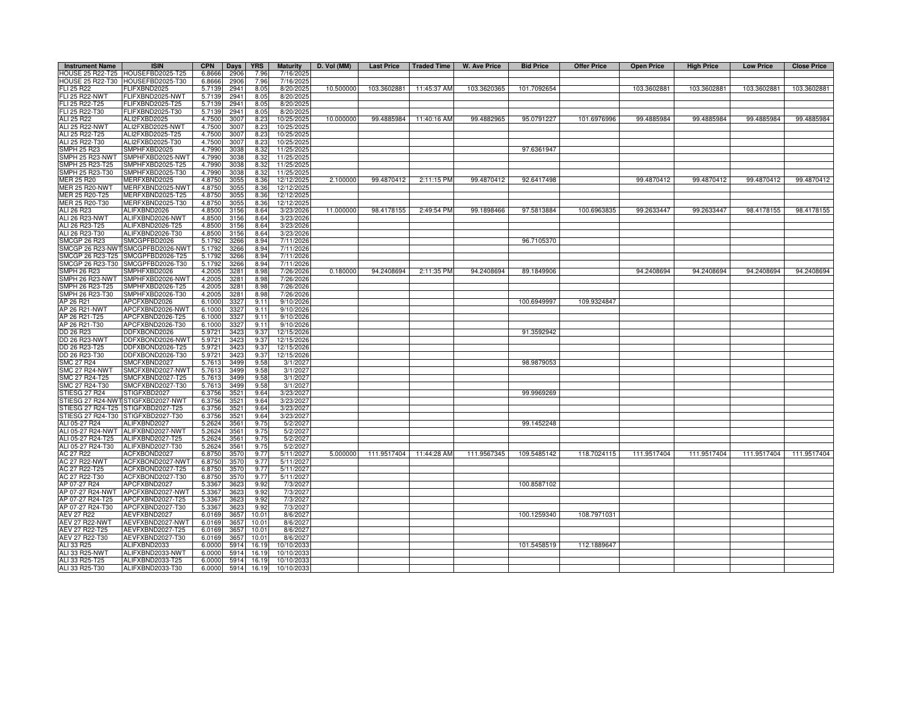| Instrument Name | ISIN | CPN | Days | YRS | Maturity | D. Vol (MM) | Last Price | Traded Time | W. Ave Price | Bid Price | Offer Price | Open Price | High Price | Low Price | Close Price |
|---|---|---|---|---|---|---|---|---|---|---|---|---|---|---|---|
| HOUSE 25 R22-T25 | HOUSEFBD2025-T25 | 6.8666 | 2906 | 7.96 | 7/16/2025 | | | | | | | | | | |
| HOUSE 25 R22-T30 | HOUSEFBD2025-T30 | 6.8666 | 2906 | 7.96 | 7/16/2025 | | | | | | | | | | |
| FLI 25 R22 | FLIFXBND2025 | 5.7139 | 2941 | 8.05 | 8/20/2025 | 10.500000 | 103.3602881 | 11:45:37 AM | 103.3620365 | 101.7092654 | | 103.3602881 | 103.3602881 | 103.3602881 | 103.3602881 |
| FLI 25 R22-NWT | FLIFXBND2025-NWT | 5.7139 | 2941 | 8.05 | 8/20/2025 | | | | | | | | | | |
| FLI 25 R22-T25 | FLIFXBND2025-T25 | 5.7139 | 2941 | 8.05 | 8/20/2025 | | | | | | | | | | |
| FLI 25 R22-T30 | FLIFXBND2025-T30 | 5.7139 | 2941 | 8.05 | 8/20/2025 | | | | | | | | | | |
| ALI 25 R22 | ALI2FXBD2025 | 4.7500 | 3007 | 8.23 | 10/25/2025 | 10.000000 | 99.4885984 | 11:40:16 AM | 99.4882965 | 95.0791227 | 101.6976996 | 99.4885984 | 99.4885984 | 99.4885984 | 99.4885984 |
| ALI 25 R22-NWT | ALI2FXBD2025-NWT | 4.7500 | 3007 | 8.23 | 10/25/2025 | | | | | | | | | | |
| ALI 25 R22-T25 | ALI2FXBD2025-T25 | 4.7500 | 3007 | 8.23 | 10/25/2025 | | | | | | | | | | |
| ALI 25 R22-T30 | ALI2FXBD2025-T30 | 4.7500 | 3007 | 8.23 | 10/25/2025 | | | | | | | | | | |
| SMPH 25 R23 | SMPHFXBD2025 | 4.7990 | 3038 | 8.32 | 11/25/2025 | | | | | 97.6361947 | | | | | |
| SMPH 25 R23-NWT | SMPHFXBD2025-NWT | 4.7990 | 3038 | 8.32 | 11/25/2025 | | | | | | | | | | |
| SMPH 25 R23-T25 | SMPHFXBD2025-T25 | 4.7990 | 3038 | 8.32 | 11/25/2025 | | | | | | | | | | |
| SMPH 25 R23-T30 | SMPHFXBD2025-T30 | 4.7990 | 3038 | 8.32 | 11/25/2025 | | | | | | | | | | |
| MER 25 R20 | MERFXBND2025 | 4.8750 | 3055 | 8.36 | 12/12/2025 | 2.100000 | 99.4870412 | 2:11:15 PM | 99.4870412 | 92.6417498 | | 99.4870412 | 99.4870412 | 99.4870412 | 99.4870412 |
| MER 25 R20-NWT | MERFXBND2025-NWT | 4.8750 | 3055 | 8.36 | 12/12/2025 | | | | | | | | | | |
| MER 25 R20-T25 | MERFXBND2025-T25 | 4.8750 | 3055 | 8.36 | 12/12/2025 | | | | | | | | | | |
| MER 25 R20-T30 | MERFXBND2025-T30 | 4.8750 | 3055 | 8.36 | 12/12/2025 | | | | | | | | | | |
| ALI 26 R23 | ALIFXBND2026 | 4.8500 | 3156 | 8.64 | 3/23/2026 | 11.000000 | 98.4178155 | 2:49:54 PM | 99.1898466 | 97.5813884 | 100.6963835 | 99.2633447 | 99.2633447 | 98.4178155 | 98.4178155 |
| ALI 26 R23-NWT | ALIFXBND2026-NWT | 4.8500 | 3156 | 8.64 | 3/23/2026 | | | | | | | | | | |
| ALI 26 R23-T25 | ALIFXBND2026-T25 | 4.8500 | 3156 | 8.64 | 3/23/2026 | | | | | | | | | | |
| ALI 26 R23-T30 | ALIFXBND2026-T30 | 4.8500 | 3156 | 8.64 | 3/23/2026 | | | | | | | | | | |
| SMCGP 26 R23 | SMCGPFBD2026 | 5.1792 | 3266 | 8.94 | 7/11/2026 | | | | | 96.7105370 | | | | | |
| SMCGP 26 R23-NWT | SMCGPFBD2026-NWT | 5.1792 | 3266 | 8.94 | 7/11/2026 | | | | | | | | | | |
| SMCGP 26 R23-T25 | SMCGPFBD2026-T25 | 5.1792 | 3266 | 8.94 | 7/11/2026 | | | | | | | | | | |
| SMCGP 26 R23-T30 | SMCGPFBD2026-T30 | 5.1792 | 3266 | 8.94 | 7/11/2026 | | | | | | | | | | |
| SMPH 26 R23 | SMPHFXBD2026 | 4.2005 | 3281 | 8.98 | 7/26/2026 | 0.180000 | 94.2408694 | 2:11:35 PM | 94.2408694 | 89.1849906 | | 94.2408694 | 94.2408694 | 94.2408694 | 94.2408694 |
| SMPH 26 R23-NWT | SMPHFXBD2026-NWT | 4.2005 | 3281 | 8.98 | 7/26/2026 | | | | | | | | | | |
| SMPH 26 R23-T25 | SMPHFXBD2026-T25 | 4.2005 | 3281 | 8.98 | 7/26/2026 | | | | | | | | | | |
| SMPH 26 R23-T30 | SMPHFXBD2026-T30 | 4.2005 | 3281 | 8.98 | 7/26/2026 | | | | | | | | | | |
| AP 26 R21 | APCFXBND2026 | 6.1000 | 3327 | 9.11 | 9/10/2026 | | | | | 100.6949997 | 109.9324847 | | | | |
| AP 26 R21-NWT | APCFXBND2026-NWT | 6.1000 | 3327 | 9.11 | 9/10/2026 | | | | | | | | | | |
| AP 26 R21-T25 | APCFXBND2026-T25 | 6.1000 | 3327 | 9.11 | 9/10/2026 | | | | | | | | | | |
| AP 26 R21-T30 | APCFXBND2026-T30 | 6.1000 | 3327 | 9.11 | 9/10/2026 | | | | | | | | | | |
| DD 26 R23 | DDFXBOND2026 | 5.9721 | 3423 | 9.37 | 12/15/2026 | | | | | 91.3592942 | | | | | |
| DD 26 R23-NWT | DDFXBOND2026-NWT | 5.9721 | 3423 | 9.37 | 12/15/2026 | | | | | | | | | | |
| DD 26 R23-T25 | DDFXBOND2026-T25 | 5.9721 | 3423 | 9.37 | 12/15/2026 | | | | | | | | | | |
| DD 26 R23-T30 | DDFXBOND2026-T30 | 5.9721 | 3423 | 9.37 | 12/15/2026 | | | | | | | | | | |
| SMC 27 R24 | SMCFXBND2027 | 5.7613 | 3499 | 9.58 | 3/1/2027 | | | | | 98.9879053 | | | | | |
| SMC 27 R24-NWT | SMCFXBND2027-NWT | 5.7613 | 3499 | 9.58 | 3/1/2027 | | | | | | | | | | |
| SMC 27 R24-T25 | SMCFXBND2027-T25 | 5.7613 | 3499 | 9.58 | 3/1/2027 | | | | | | | | | | |
| SMC 27 R24-T30 | SMCFXBND2027-T30 | 5.7613 | 3499 | 9.58 | 3/1/2027 | | | | | | | | | | |
| STIESG 27 R24 | STIGFXBD2027 | 6.3756 | 3521 | 9.64 | 3/23/2027 | | | | | 99.9969269 | | | | | |
| STIESG 27 R24-NWT | STIGFXBD2027-NWT | 6.3756 | 3521 | 9.64 | 3/23/2027 | | | | | | | | | | |
| STIESG 27 R24-T25 | STIGFXBD2027-T25 | 6.3756 | 3521 | 9.64 | 3/23/2027 | | | | | | | | | | |
| STIESG 27 R24-T30 | STIGFXBD2027-T30 | 6.3756 | 3521 | 9.64 | 3/23/2027 | | | | | | | | | | |
| ALI 05-27 R24 | ALIFXBND2027 | 5.2624 | 3561 | 9.75 | 5/2/2027 | | | | | 99.1452248 | | | | | |
| ALI 05-27 R24-NWT | ALIFXBND2027-NWT | 5.2624 | 3561 | 9.75 | 5/2/2027 | | | | | | | | | | |
| ALI 05-27 R24-T25 | ALIFXBND2027-T25 | 5.2624 | 3561 | 9.75 | 5/2/2027 | | | | | | | | | | |
| ALI 05-27 R24-T30 | ALIFXBND2027-T30 | 5.2624 | 3561 | 9.75 | 5/2/2027 | | | | | | | | | | |
| AC 27 R22 | ACFXBOND2027 | 6.8750 | 3570 | 9.77 | 5/11/2027 | 5.000000 | 111.9517404 | 11:44:28 AM | 111.9567345 | 109.5485142 | 118.7024115 | 111.9517404 | 111.9517404 | 111.9517404 | 111.9517404 |
| AC 27 R22-NWT | ACFXBOND2027-NWT | 6.8750 | 3570 | 9.77 | 5/11/2027 | | | | | | | | | | |
| AC 27 R22-T25 | ACFXBOND2027-T25 | 6.8750 | 3570 | 9.77 | 5/11/2027 | | | | | | | | | | |
| AC 27 R22-T30 | ACFXBOND2027-T30 | 6.8750 | 3570 | 9.77 | 5/11/2027 | | | | | | | | | | |
| AP 07-27 R24 | APCFXBND2027 | 5.3367 | 3623 | 9.92 | 7/3/2027 | | | | | 100.8587102 | | | | | |
| AP 07-27 R24-NWT | APCFXBND2027-NWT | 5.3367 | 3623 | 9.92 | 7/3/2027 | | | | | | | | | | |
| AP 07-27 R24-T25 | APCFXBND2027-T25 | 5.3367 | 3623 | 9.92 | 7/3/2027 | | | | | | | | | | |
| AP 07-27 R24-T30 | APCFXBND2027-T30 | 5.3367 | 3623 | 9.92 | 7/3/2027 | | | | | | | | | | |
| AEV 27 R22 | AEVFXBND2027 | 6.0169 | 3657 | 10.01 | 8/6/2027 | | | | | 100.1259340 | 108.7971031 | | | | |
| AEV 27 R22-NWT | AEVFXBND2027-NWT | 6.0169 | 3657 | 10.01 | 8/6/2027 | | | | | | | | | | |
| AEV 27 R22-T25 | AEVFXBND2027-T25 | 6.0169 | 3657 | 10.01 | 8/6/2027 | | | | | | | | | | |
| AEV 27 R22-T30 | AEVFXBND2027-T30 | 6.0169 | 3657 | 10.01 | 8/6/2027 | | | | | | | | | | |
| ALI 33 R25 | ALIFXBND2033 | 6.0000 | 5914 | 16.19 | 10/10/2033 | | | | | 101.5458519 | 112.1889647 | | | | |
| ALI 33 R25-NWT | ALIFXBND2033-NWT | 6.0000 | 5914 | 16.19 | 10/10/2033 | | | | | | | | | | |
| ALI 33 R25-T25 | ALIFXBND2033-T25 | 6.0000 | 5914 | 16.19 | 10/10/2033 | | | | | | | | | | |
| ALI 33 R25-T30 | ALIFXBND2033-T30 | 6.0000 | 5914 | 16.19 | 10/10/2033 | | | | | | | | | | |